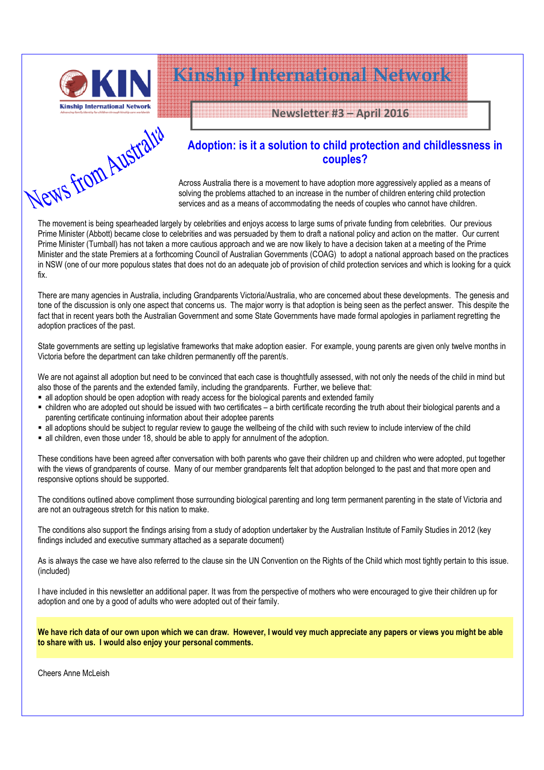KIN
Kinship International Network

# Kinship International Network

**Newsletter #3 – April 2016**

News from Australia

## Adoption: is it a solution to child protection and childlessness in couples?

Across Australia there is a movement to have adoption more aggressively applied as a means of solving the problems attached to an increase in the number of children entering child protection services and as a means of accommodating the needs of couples who cannot have children.

The movement is being spearheaded largely by celebrities and enjoys access to large sums of private funding from celebrities. Our previous Prime Minister (Abbott) became close to celebrities and was persuaded by them to draft a national policy and action on the matter. Our current Prime Minister (Turnball) has not taken a more cautious approach and we are now likely to have a decision taken at a meeting of the Prime Minister and the state Premiers at a forthcoming Council of Australian Governments (COAG) to adopt a national approach based on the practices in NSW (one of our more populous states that does not do an adequate job of provision of child protection services and which is looking for a quick fix.

There are many agencies in Australia, including Grandparents Victoria/Australia, who are concerned about these developments. The genesis and tone of the discussion is only one aspect that concerns us. The major worry is that adoption is being seen as the perfect answer. This despite the fact that in recent years both the Australian Government and some State Governments have made formal apologies in parliament regretting the adoption practices of the past.

State governments are setting up legislative frameworks that make adoption easier. For example, young parents are given only twelve months in Victoria before the department can take children permanently off the parent/s.

We are not against all adoption but need to be convinced that each case is thoughtfully assessed, with not only the needs of the child in mind but also those of the parents and the extended family, including the grandparents. Further, we believe that:

- all adoption should be open adoption with ready access for the biological parents and extended family
- children who are adopted out should be issued with two certificates – a birth certificate recording the truth about their biological parents and a parenting certificate continuing information about their adoptee parents
- all adoptions should be subject to regular review to gauge the wellbeing of the child with such review to include interview of the child
- all children, even those under 18, should be able to apply for annulment of the adoption.

These conditions have been agreed after conversation with both parents who gave their children up and children who were adopted, put together with the views of grandparents of course. Many of our member grandparents felt that adoption belonged to the past and that more open and responsive options should be supported.

The conditions outlined above compliment those surrounding biological parenting and long term permanent parenting in the state of Victoria and are not an outrageous stretch for this nation to make.

The conditions also support the findings arising from a study of adoption undertaker by the Australian Institute of Family Studies in 2012 (key findings included and executive summary attached as a separate document)

As is always the case we have also referred to the clause sin the UN Convention on the Rights of the Child which most tightly pertain to this issue. (included)

I have included in this newsletter an additional paper. It was from the perspective of mothers who were encouraged to give their children up for adoption and one by a good of adults who were adopted out of their family.

**We have rich data of our own upon which we can draw. However, I would vey much appreciate any papers or views you might be able to share with us. I would also enjoy your personal comments.**

Cheers Anne McLeish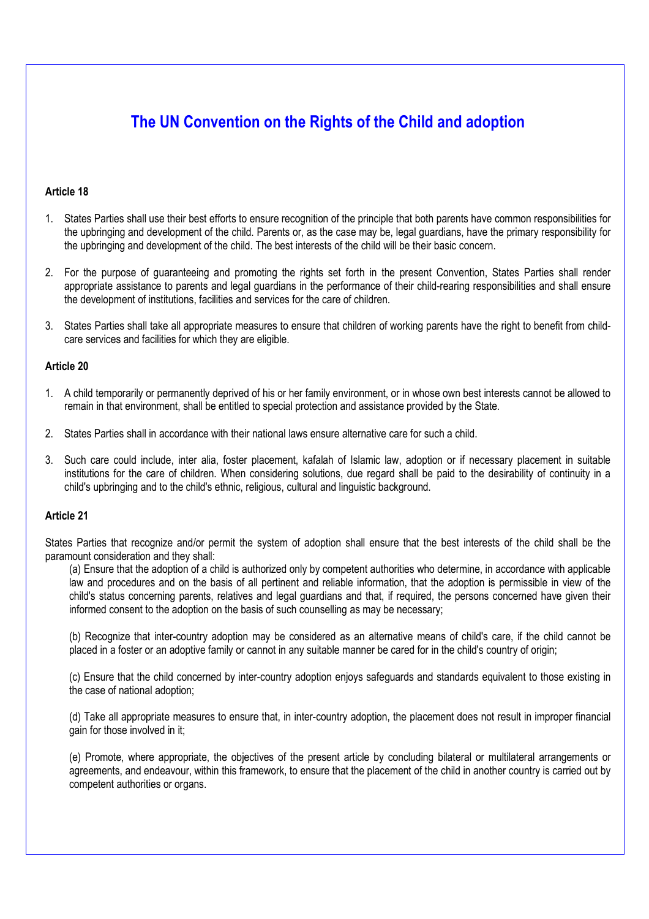# The UN Convention on the Rights of the Child and adoption

## Article 18

1. States Parties shall use their best efforts to ensure recognition of the principle that both parents have common responsibilities for the upbringing and development of the child. Parents or, as the case may be, legal guardians, have the primary responsibility for the upbringing and development of the child. The best interests of the child will be their basic concern.

2. For the purpose of guaranteeing and promoting the rights set forth in the present Convention, States Parties shall render appropriate assistance to parents and legal guardians in the performance of their child-rearing responsibilities and shall ensure the development of institutions, facilities and services for the care of children.

3. States Parties shall take all appropriate measures to ensure that children of working parents have the right to benefit from child-care services and facilities for which they are eligible.

## Article 20

1. A child temporarily or permanently deprived of his or her family environment, or in whose own best interests cannot be allowed to remain in that environment, shall be entitled to special protection and assistance provided by the State.

2. States Parties shall in accordance with their national laws ensure alternative care for such a child.

3. Such care could include, inter alia, foster placement, kafalah of Islamic law, adoption or if necessary placement in suitable institutions for the care of children. When considering solutions, due regard shall be paid to the desirability of continuity in a child's upbringing and to the child's ethnic, religious, cultural and linguistic background.

## Article 21

States Parties that recognize and/or permit the system of adoption shall ensure that the best interests of the child shall be the paramount consideration and they shall:

(a) Ensure that the adoption of a child is authorized only by competent authorities who determine, in accordance with applicable law and procedures and on the basis of all pertinent and reliable information, that the adoption is permissible in view of the child's status concerning parents, relatives and legal guardians and that, if required, the persons concerned have given their informed consent to the adoption on the basis of such counselling as may be necessary;

(b) Recognize that inter-country adoption may be considered as an alternative means of child's care, if the child cannot be placed in a foster or an adoptive family or cannot in any suitable manner be cared for in the child's country of origin;

(c) Ensure that the child concerned by inter-country adoption enjoys safeguards and standards equivalent to those existing in the case of national adoption;

(d) Take all appropriate measures to ensure that, in inter-country adoption, the placement does not result in improper financial gain for those involved in it;

(e) Promote, where appropriate, the objectives of the present article by concluding bilateral or multilateral arrangements or agreements, and endeavour, within this framework, to ensure that the placement of the child in another country is carried out by competent authorities or organs.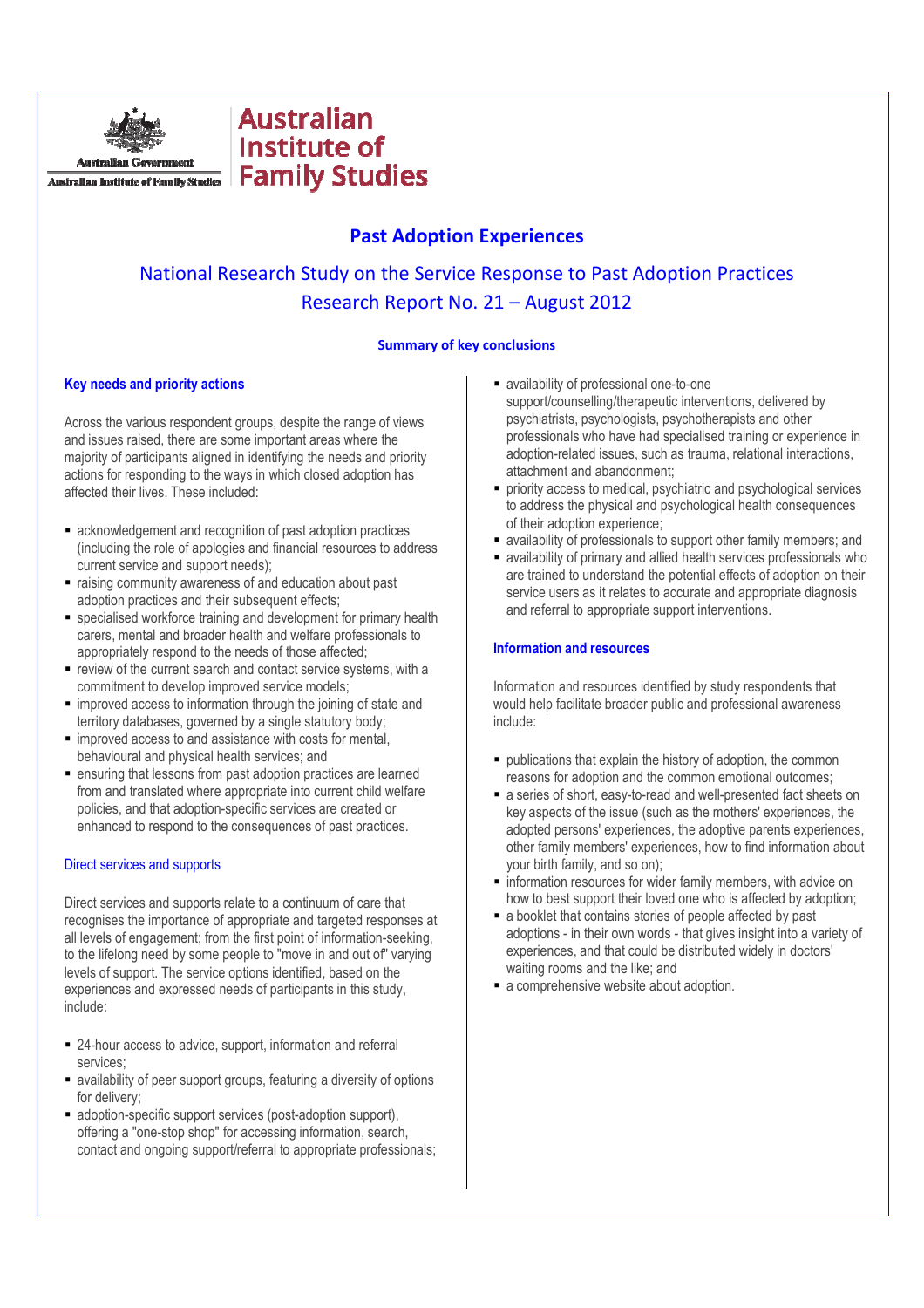Australian Government

Australian Institute of Family Studies

# Past Adoption Experiences

## National Research Study on the Service Response to Past Adoption Practices
## Research Report No. 21 – August 2012

### Summary of key conclusions

#### Key needs and priority actions

Across the various respondent groups, despite the range of views and issues raised, there are some important areas where the majority of participants aligned in identifying the needs and priority actions for responding to the ways in which closed adoption has affected their lives. These included:

- acknowledgement and recognition of past adoption practices (including the role of apologies and financial resources to address current service and support needs);
- raising community awareness of and education about past adoption practices and their subsequent effects;
- specialised workforce training and development for primary health carers, mental and broader health and welfare professionals to appropriately respond to the needs of those affected;
- review of the current search and contact service systems, with a commitment to develop improved service models;
- improved access to information through the joining of state and territory databases, governed by a single statutory body;
- improved access to and assistance with costs for mental, behavioural and physical health services; and
- ensuring that lessons from past adoption practices are learned from and translated where appropriate into current child welfare policies, and that adoption-specific services are created or enhanced to respond to the consequences of past practices.

#### Direct services and supports

Direct services and supports relate to a continuum of care that recognises the importance of appropriate and targeted responses at all levels of engagement; from the first point of information-seeking, to the lifelong need by some people to "move in and out of" varying levels of support. The service options identified, based on the experiences and expressed needs of participants in this study, include:

- 24-hour access to advice, support, information and referral services;
- availability of peer support groups, featuring a diversity of options for delivery;
- adoption-specific support services (post-adoption support), offering a "one-stop shop" for accessing information, search, contact and ongoing support/referral to appropriate professionals;
- availability of professional one-to-one support/counselling/therapeutic interventions, delivered by psychiatrists, psychologists, psychotherapists and other professionals who have had specialised training or experience in adoption-related issues, such as trauma, relational interactions, attachment and abandonment;
- priority access to medical, psychiatric and psychological services to address the physical and psychological health consequences of their adoption experience;
- availability of professionals to support other family members; and
- availability of primary and allied health services professionals who are trained to understand the potential effects of adoption on their service users as it relates to accurate and appropriate diagnosis and referral to appropriate support interventions.

#### Information and resources

Information and resources identified by study respondents that would help facilitate broader public and professional awareness include:

- publications that explain the history of adoption, the common reasons for adoption and the common emotional outcomes;
- a series of short, easy-to-read and well-presented fact sheets on key aspects of the issue (such as the mothers' experiences, the adopted persons' experiences, the adoptive parents experiences, other family members' experiences, how to find information about your birth family, and so on);
- information resources for wider family members, with advice on how to best support their loved one who is affected by adoption;
- a booklet that contains stories of people affected by past adoptions - in their own words - that gives insight into a variety of experiences, and that could be distributed widely in doctors' waiting rooms and the like; and
- a comprehensive website about adoption.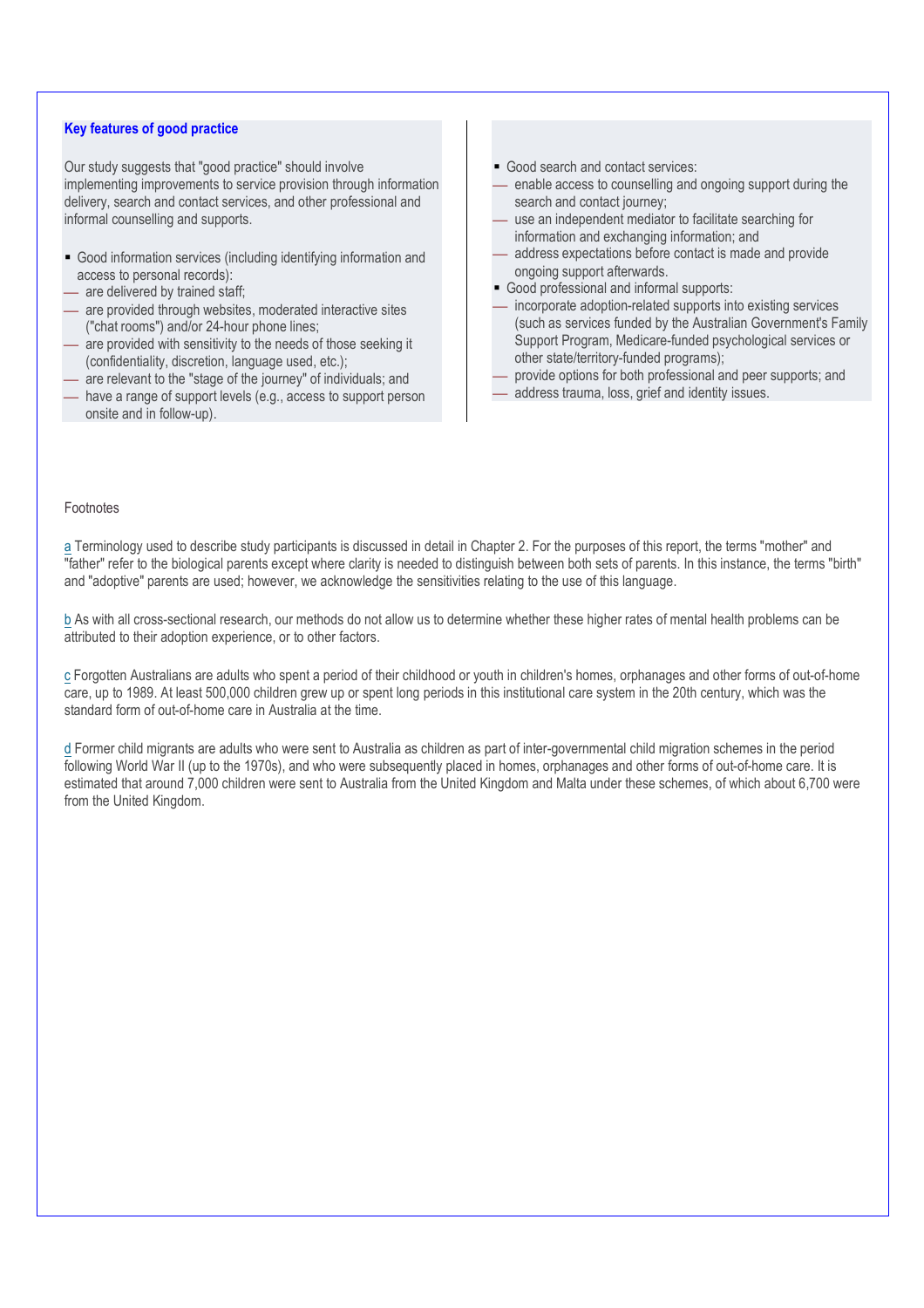### Key features of good practice

Our study suggests that "good practice" should involve implementing improvements to service provision through information delivery, search and contact services, and other professional and informal counselling and supports.

- Good information services (including identifying information and access to personal records):
  - are delivered by trained staff;
  - are provided through websites, moderated interactive sites ("chat rooms") and/or 24-hour phone lines;
  - are provided with sensitivity to the needs of those seeking it (confidentiality, discretion, language used, etc.);
  - are relevant to the "stage of the journey" of individuals; and
  - have a range of support levels (e.g., access to support person onsite and in follow-up).
- Good search and contact services:
  - enable access to counselling and ongoing support during the search and contact journey;
  - use an independent mediator to facilitate searching for information and exchanging information; and
  - address expectations before contact is made and provide ongoing support afterwards.
- Good professional and informal supports:
  - incorporate adoption-related supports into existing services (such as services funded by the Australian Government's Family Support Program, Medicare-funded psychological services or other state/territory-funded programs);
  - provide options for both professional and peer supports; and
  - address trauma, loss, grief and identity issues.

Footnotes

a Terminology used to describe study participants is discussed in detail in Chapter 2. For the purposes of this report, the terms "mother" and "father" refer to the biological parents except where clarity is needed to distinguish between both sets of parents. In this instance, the terms "birth" and "adoptive" parents are used; however, we acknowledge the sensitivities relating to the use of this language.

b As with all cross-sectional research, our methods do not allow us to determine whether these higher rates of mental health problems can be attributed to their adoption experience, or to other factors.

c Forgotten Australians are adults who spent a period of their childhood or youth in children's homes, orphanages and other forms of out-of-home care, up to 1989. At least 500,000 children grew up or spent long periods in this institutional care system in the 20th century, which was the standard form of out-of-home care in Australia at the time.

d Former child migrants are adults who were sent to Australia as children as part of inter-governmental child migration schemes in the period following World War II (up to the 1970s), and who were subsequently placed in homes, orphanages and other forms of out-of-home care. It is estimated that around 7,000 children were sent to Australia from the United Kingdom and Malta under these schemes, of which about 6,700 were from the United Kingdom.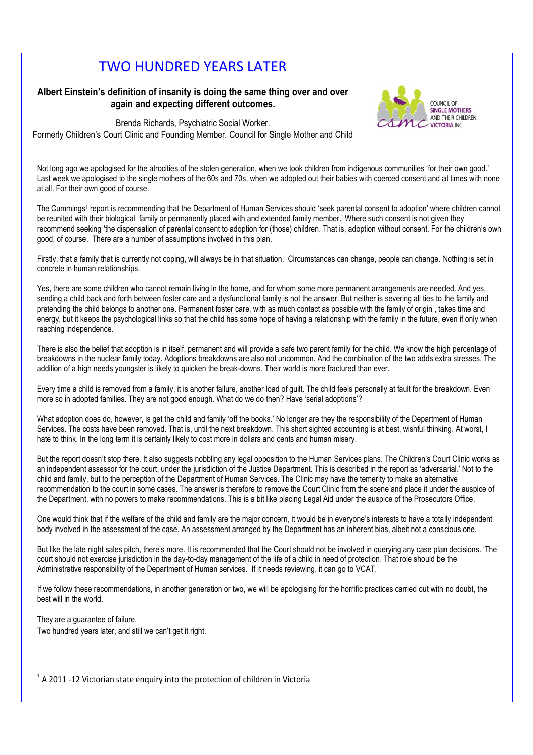# TWO HUNDRED YEARS LATER

**Albert Einstein's definition of insanity is doing the same thing over and over again and expecting different outcomes.**

COUNCIL OF SINGLE MOTHERS AND THEIR CHILDREN VICTORIA INC

Brenda Richards, Psychiatric Social Worker.
Formerly Children's Court Clinic and Founding Member, Council for Single Mother and Child

Not long ago we apologised for the atrocities of the stolen generation, when we took children from indigenous communities 'for their own good.' Last week we apologised to the single mothers of the 60s and 70s, when we adopted out their babies with coerced consent and at times with none at all. For their own good of course.

The Cummings[1] report is recommending that the Department of Human Services should 'seek parental consent to adoption' where children cannot be reunited with their biological family or permanently placed with and extended family member.' Where such consent is not given they recommend seeking 'the dispensation of parental consent to adoption for (those) children. That is, adoption without consent. For the children's own good, of course. There are a number of assumptions involved in this plan.

Firstly, that a family that is currently not coping, will always be in that situation. Circumstances can change, people can change. Nothing is set in concrete in human relationships.

Yes, there are some children who cannot remain living in the home, and for whom some more permanent arrangements are needed. And yes, sending a child back and forth between foster care and a dysfunctional family is not the answer. But neither is severing all ties to the family and pretending the child belongs to another one. Permanent foster care, with as much contact as possible with the family of origin , takes time and energy, but it keeps the psychological links so that the child has some hope of having a relationship with the family in the future, even if only when reaching independence.

There is also the belief that adoption is in itself, permanent and will provide a safe two parent family for the child. We know the high percentage of breakdowns in the nuclear family today. Adoptions breakdowns are also not uncommon. And the combination of the two adds extra stresses. The addition of a high needs youngster is likely to quicken the break-downs. Their world is more fractured than ever.

Every time a child is removed from a family, it is another failure, another load of guilt. The child feels personally at fault for the breakdown. Even more so in adopted families. They are not good enough. What do we do then? Have 'serial adoptions'?

What adoption does do, however, is get the child and family 'off the books.' No longer are they the responsibility of the Department of Human Services. The costs have been removed. That is, until the next breakdown. This short sighted accounting is at best, wishful thinking. At worst, I hate to think. In the long term it is certainly likely to cost more in dollars and cents and human misery.

But the report doesn't stop there. It also suggests nobbling any legal opposition to the Human Services plans. The Children's Court Clinic works as an independent assessor for the court, under the jurisdiction of the Justice Department. This is described in the report as 'adversarial.' Not to the child and family, but to the perception of the Department of Human Services. The Clinic may have the temerity to make an alternative recommendation to the court in some cases. The answer is therefore to remove the Court Clinic from the scene and place it under the auspice of the Department, with no powers to make recommendations. This is a bit like placing Legal Aid under the auspice of the Prosecutors Office.

One would think that if the welfare of the child and family are the major concern, it would be in everyone's interests to have a totally independent body involved in the assessment of the case. An assessment arranged by the Department has an inherent bias, albeit not a conscious one.

But like the late night sales pitch, there's more. It is recommended that the Court should not be involved in querying any case plan decisions. 'The court should not exercise jurisdiction in the day-to-day management of the life of a child in need of protection. That role should be the Administrative responsibility of the Department of Human services. If it needs reviewing, it can go to VCAT.

If we follow these recommendations, in another generation or two, we will be apologising for the horrific practices carried out with no doubt, the best will in the world.

They are a guarantee of failure.
Two hundred years later, and still we can't get it right.

---

[1] A 2011 -12 Victorian state enquiry into the protection of children in Victoria